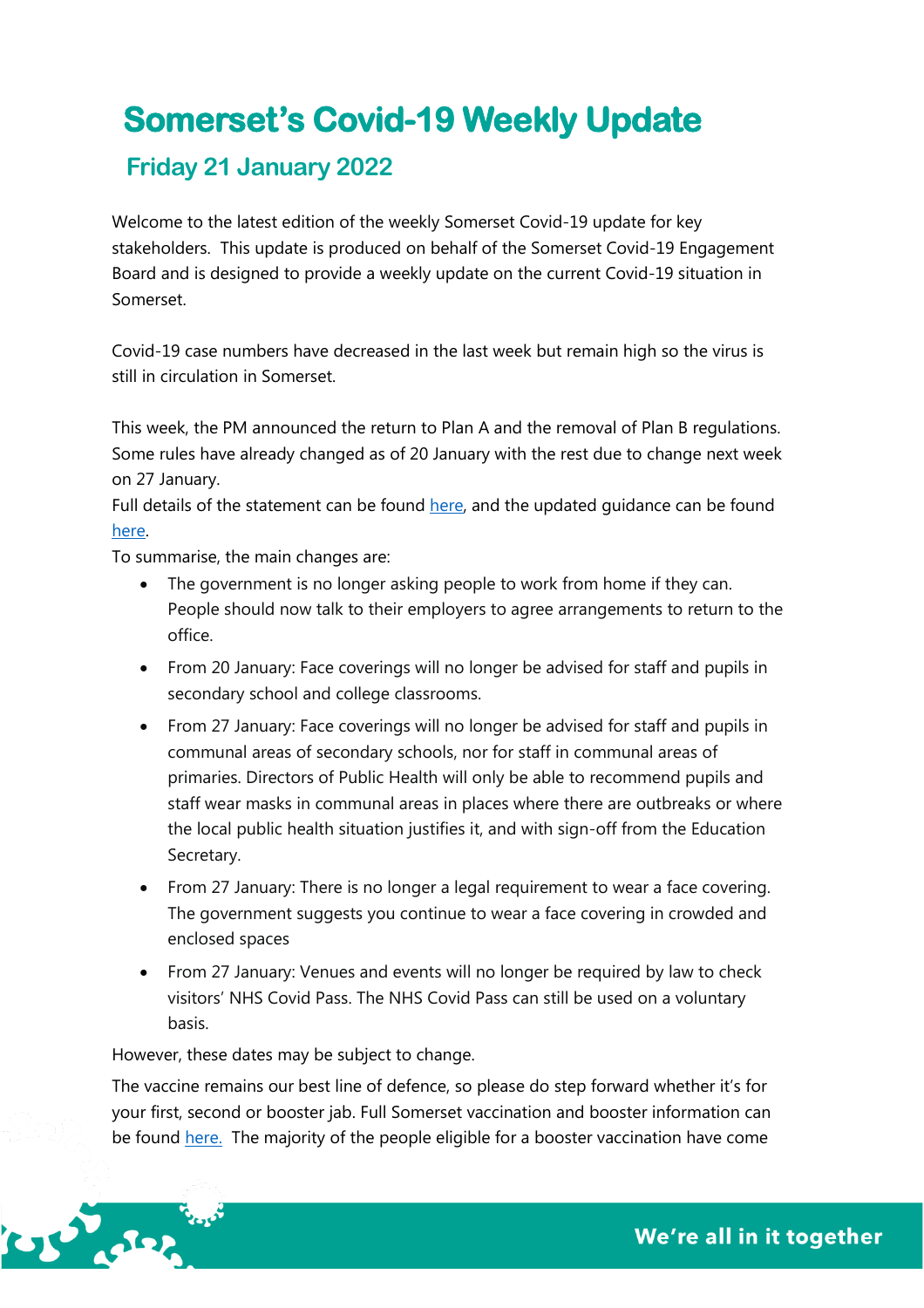# Somerset's Covid-19 Weekly Update

## Friday 21 January 2022

Welcome to the latest edition of the weekly Somerset Covid-19 update for key stakeholders. This update is produced on behalf of the Somerset Covid-19 Engagement Board and is designed to provide a weekly update on the current Covid-19 situation in Somerset.

Covid-19 case numbers have decreased in the last week but remain high so the virus is still in circulation in Somerset.

This week, the PM announced the return to Plan A and the removal of Plan B regulations. Some rules have already changed as of 20 January with the rest due to change next week on 27 January.

Full details of the statement can be found here, and the updated guidance can be found here.

To summarise, the main changes are:

- The government is no longer asking people to work from home if they can. People should now talk to their employers to agree arrangements to return to the office.
- From 20 January: Face coverings will no longer be advised for staff and pupils in secondary school and college classrooms.
- From 27 January: Face coverings will no longer be advised for staff and pupils in communal areas of secondary schools, nor for staff in communal areas of primaries. Directors of Public Health will only be able to recommend pupils and staff wear masks in communal areas in places where there are outbreaks or where the local public health situation justifies it, and with sign-off from the Education Secretary.
- From 27 January: There is no longer a legal requirement to wear a face covering. The government suggests you continue to wear a face covering in crowded and enclosed spaces
- From 27 January: Venues and events will no longer be required by law to check visitors' NHS Covid Pass. The NHS Covid Pass can still be used on a voluntary basis.

However, these dates may be subject to change.

The vaccine remains our best line of defence, so please do step forward whether it's for your first, second or booster jab. Full Somerset vaccination and booster information can be found here. The majority of the people eligible for a booster vaccination have come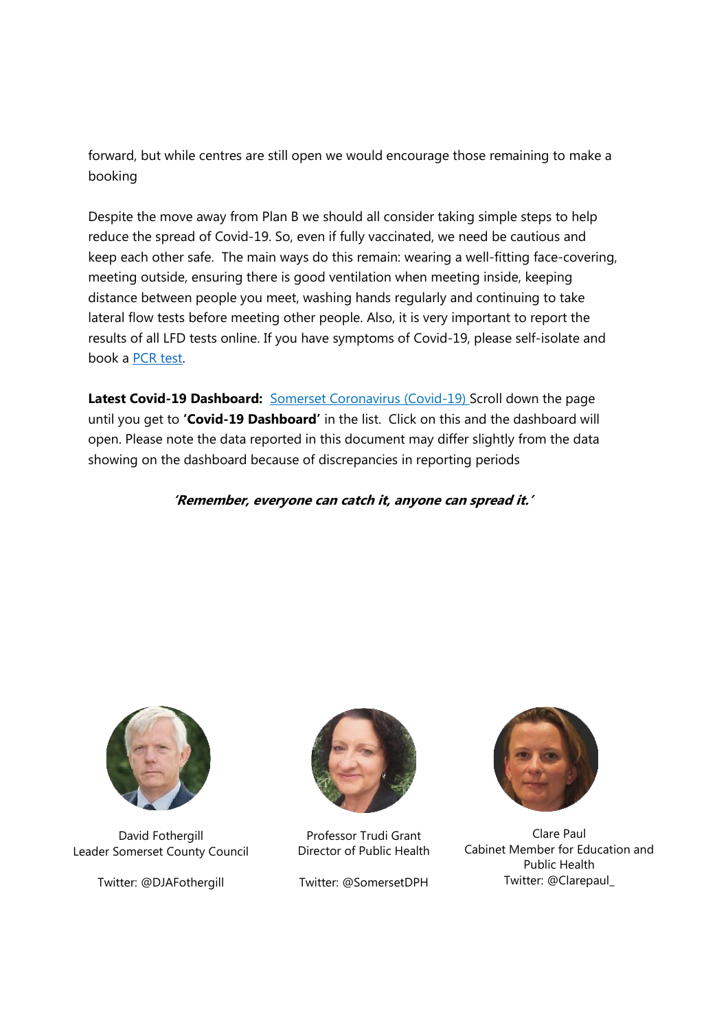forward, but while centres are still open we would encourage those remaining to make a booking

Despite the move away from Plan B we should all consider taking simple steps to help reduce the spread of Covid-19. So, even if fully vaccinated, we need be cautious and keep each other safe. The main ways do this remain: wearing a well-fitting face-covering, meeting outside, ensuring there is good ventilation when meeting inside, keeping distance between people you meet, washing hands regularly and continuing to take lateral flow tests before meeting other people. Also, it is very important to report the results of all LFD tests online. If you have symptoms of Covid-19, please self-isolate and book a PCR test.

**Latest Covid-19 Dashboard:** Somerset Coronavirus (Covid-19) Scroll down the page until you get to **'Covid-19 Dashboard'** in the list. Click on this and the dashboard will open. Please note the data reported in this document may differ slightly from the data showing on the dashboard because of discrepancies in reporting periods

***'Remember, everyone can catch it, anyone can spread it.'***

David Fothergill
Leader Somerset County Council

Twitter: @DJAFothergill

Professor Trudi Grant
Director of Public Health

Twitter: @SomersetDPH

Clare Paul
Cabinet Member for Education and Public Health
Twitter: @Clarepaul_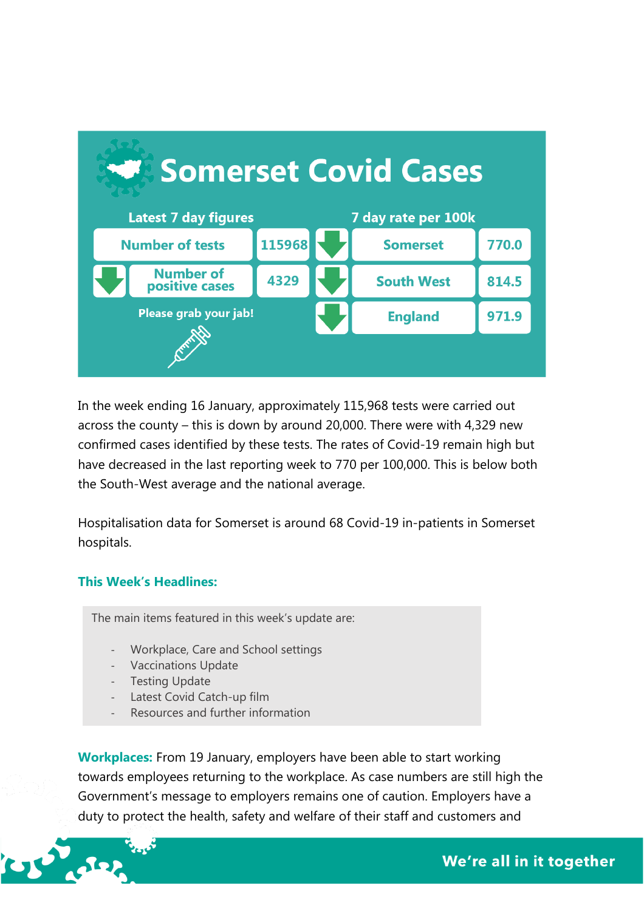# Somerset Covid Cases

| Latest 7 day figures | | 7 day rate per 100k | |
|---|---|---|---|
| Number of tests | 115968 | Somerset | 770.0 |
| Number of positive cases | 4329 | South West | 814.5 |
| | | England | 971.9 |

Please grab your jab!

In the week ending 16 January, approximately 115,968 tests were carried out across the county – this is down by around 20,000. There were with 4,329 new confirmed cases identified by these tests. The rates of Covid-19 remain high but have decreased in the last reporting week to 770 per 100,000. This is below both the South-West average and the national average.

Hospitalisation data for Somerset is around 68 Covid-19 in-patients in Somerset hospitals.

## This Week's Headlines:

The main items featured in this week's update are:

- Workplace, Care and School settings
- Vaccinations Update
- Testing Update
- Latest Covid Catch-up film
- Resources and further information

**Workplaces:** From 19 January, employers have been able to start working towards employees returning to the workplace. As case numbers are still high the Government's message to employers remains one of caution. Employers have a duty to protect the health, safety and welfare of their staff and customers and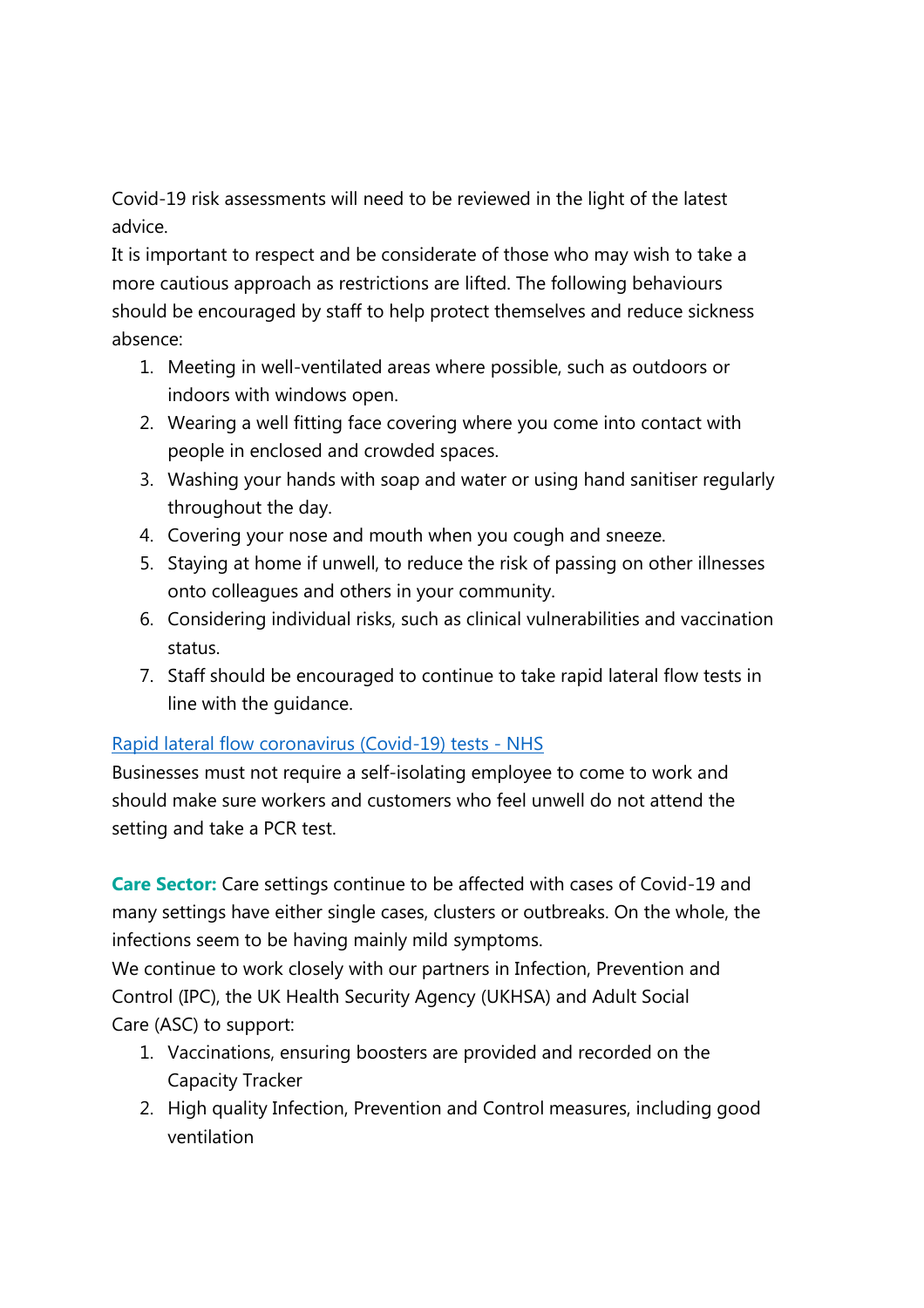Covid-19 risk assessments will need to be reviewed in the light of the latest advice.

It is important to respect and be considerate of those who may wish to take a more cautious approach as restrictions are lifted. The following behaviours should be encouraged by staff to help protect themselves and reduce sickness absence:

1. Meeting in well-ventilated areas where possible, such as outdoors or indoors with windows open.
2. Wearing a well fitting face covering where you come into contact with people in enclosed and crowded spaces.
3. Washing your hands with soap and water or using hand sanitiser regularly throughout the day.
4. Covering your nose and mouth when you cough and sneeze.
5. Staying at home if unwell, to reduce the risk of passing on other illnesses onto colleagues and others in your community.
6. Considering individual risks, such as clinical vulnerabilities and vaccination status.
7. Staff should be encouraged to continue to take rapid lateral flow tests in line with the guidance.

[Rapid lateral flow coronavirus (Covid-19) tests - NHS]

Businesses must not require a self-isolating employee to come to work and should make sure workers and customers who feel unwell do not attend the setting and take a PCR test.

**Care Sector:** Care settings continue to be affected with cases of Covid-19 and many settings have either single cases, clusters or outbreaks. On the whole, the infections seem to be having mainly mild symptoms.

We continue to work closely with our partners in Infection, Prevention and Control (IPC), the UK Health Security Agency (UKHSA) and Adult Social Care (ASC) to support:

1. Vaccinations, ensuring boosters are provided and recorded on the Capacity Tracker
2. High quality Infection, Prevention and Control measures, including good ventilation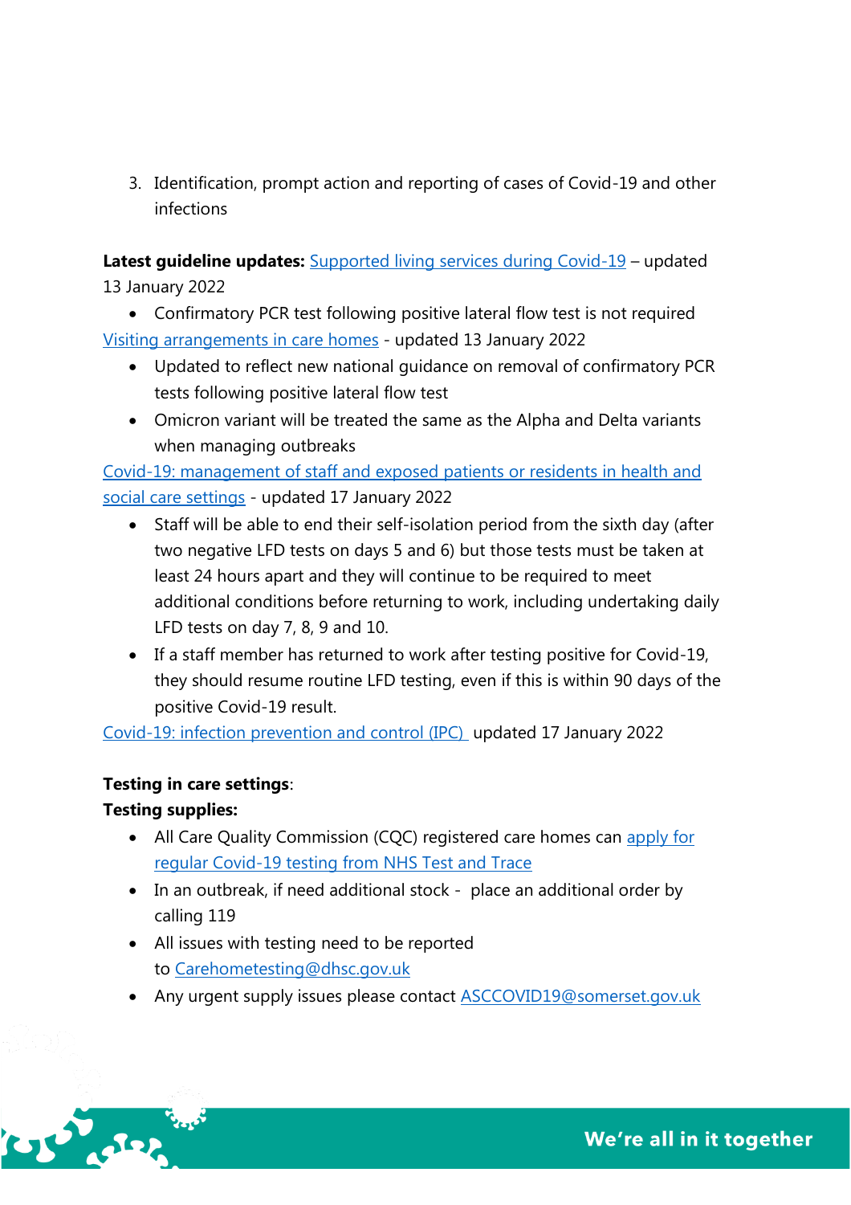3. Identification, prompt action and reporting of cases of Covid-19 and other infections

**Latest guideline updates:** Supported living services during Covid-19 – updated 13 January 2022

- Confirmatory PCR test following positive lateral flow test is not required

Visiting arrangements in care homes - updated 13 January 2022

- Updated to reflect new national guidance on removal of confirmatory PCR tests following positive lateral flow test
- Omicron variant will be treated the same as the Alpha and Delta variants when managing outbreaks

Covid-19: management of staff and exposed patients or residents in health and social care settings - updated 17 January 2022

- Staff will be able to end their self-isolation period from the sixth day (after two negative LFD tests on days 5 and 6) but those tests must be taken at least 24 hours apart and they will continue to be required to meet additional conditions before returning to work, including undertaking daily LFD tests on day 7, 8, 9 and 10.
- If a staff member has returned to work after testing positive for Covid-19, they should resume routine LFD testing, even if this is within 90 days of the positive Covid-19 result.

Covid-19: infection prevention and control (IPC) updated 17 January 2022

**Testing in care settings**:

**Testing supplies:**

- All Care Quality Commission (CQC) registered care homes can apply for regular Covid-19 testing from NHS Test and Trace
- In an outbreak, if need additional stock - place an additional order by calling 119
- All issues with testing need to be reported to Carehometesting@dhsc.gov.uk
- Any urgent supply issues please contact ASCCOVID19@somerset.gov.uk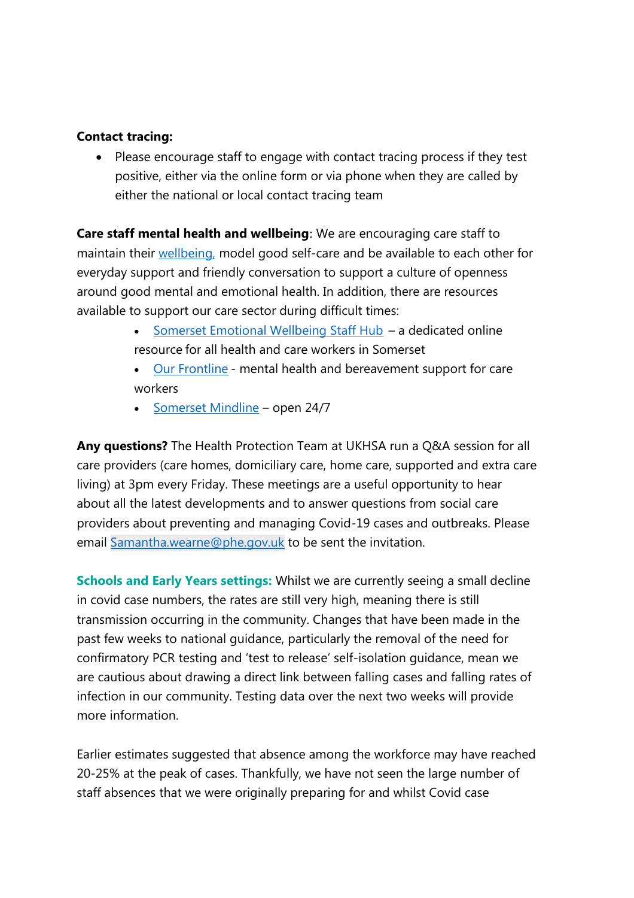**Contact tracing:**

- Please encourage staff to engage with contact tracing process if they test positive, either via the online form or via phone when they are called by either the national or local contact tracing team

**Care staff mental health and wellbeing**: We are encouraging care staff to maintain their wellbeing, model good self-care and be available to each other for everyday support and friendly conversation to support a culture of openness around good mental and emotional health. In addition, there are resources available to support our care sector during difficult times:

- Somerset Emotional Wellbeing Staff Hub – a dedicated online resource for all health and care workers in Somerset
- Our Frontline - mental health and bereavement support for care workers
- Somerset Mindline – open 24/7

**Any questions?** The Health Protection Team at UKHSA run a Q&A session for all care providers (care homes, domiciliary care, home care, supported and extra care living) at 3pm every Friday. These meetings are a useful opportunity to hear about all the latest developments and to answer questions from social care providers about preventing and managing Covid-19 cases and outbreaks. Please email Samantha.wearne@phe.gov.uk to be sent the invitation.

**Schools and Early Years settings:** Whilst we are currently seeing a small decline in covid case numbers, the rates are still very high, meaning there is still transmission occurring in the community. Changes that have been made in the past few weeks to national guidance, particularly the removal of the need for confirmatory PCR testing and 'test to release' self-isolation guidance, mean we are cautious about drawing a direct link between falling cases and falling rates of infection in our community. Testing data over the next two weeks will provide more information.

Earlier estimates suggested that absence among the workforce may have reached 20-25% at the peak of cases. Thankfully, we have not seen the large number of staff absences that we were originally preparing for and whilst Covid case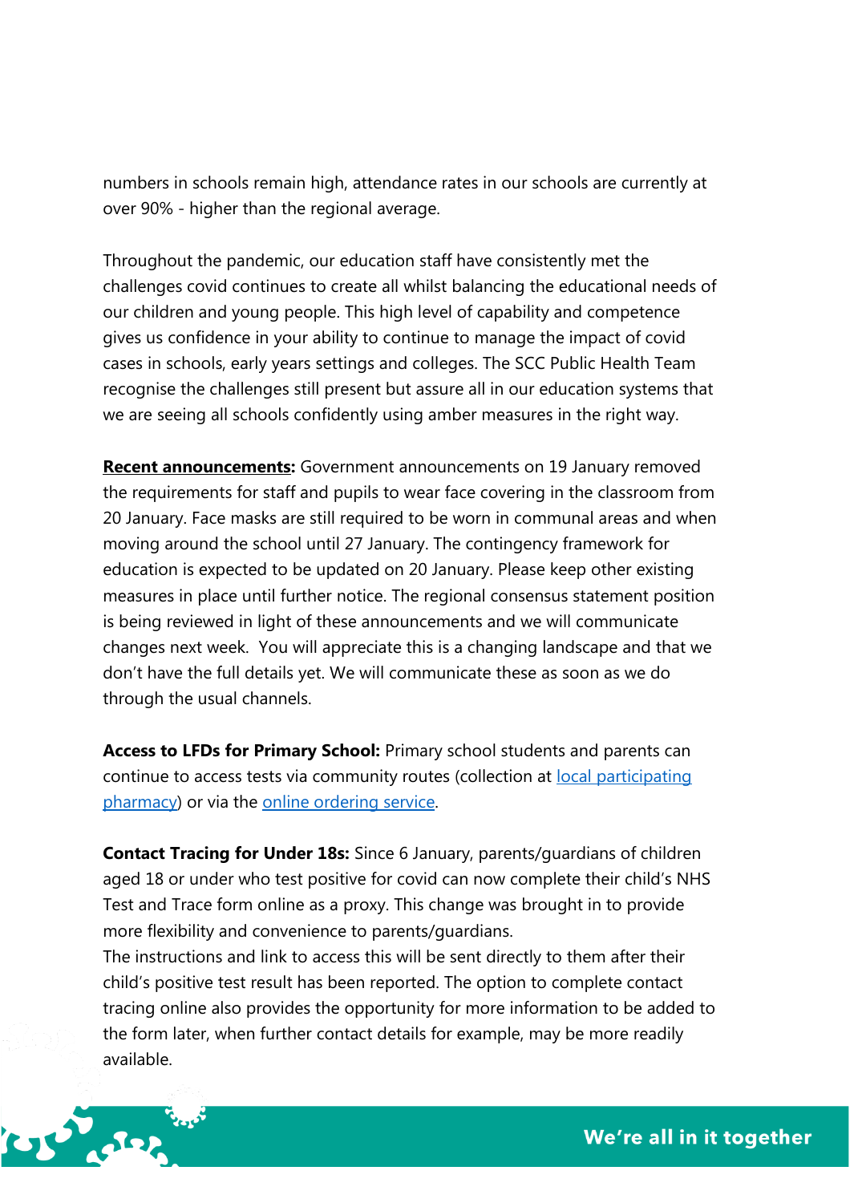numbers in schools remain high, attendance rates in our schools are currently at over 90% - higher than the regional average.

Throughout the pandemic, our education staff have consistently met the challenges covid continues to create all whilst balancing the educational needs of our children and young people. This high level of capability and competence gives us confidence in your ability to continue to manage the impact of covid cases in schools, early years settings and colleges. The SCC Public Health Team recognise the challenges still present but assure all in our education systems that we are seeing all schools confidently using amber measures in the right way.

**Recent announcements:** Government announcements on 19 January removed the requirements for staff and pupils to wear face covering in the classroom from 20 January. Face masks are still required to be worn in communal areas and when moving around the school until 27 January. The contingency framework for education is expected to be updated on 20 January. Please keep other existing measures in place until further notice. The regional consensus statement position is being reviewed in light of these announcements and we will communicate changes next week. You will appreciate this is a changing landscape and that we don't have the full details yet. We will communicate these as soon as we do through the usual channels.

**Access to LFDs for Primary School:** Primary school students and parents can continue to access tests via community routes (collection at local participating pharmacy) or via the online ordering service.

**Contact Tracing for Under 18s:** Since 6 January, parents/guardians of children aged 18 or under who test positive for covid can now complete their child's NHS Test and Trace form online as a proxy. This change was brought in to provide more flexibility and convenience to parents/guardians.
The instructions and link to access this will be sent directly to them after their child's positive test result has been reported. The option to complete contact tracing online also provides the opportunity for more information to be added to the form later, when further contact details for example, may be more readily available.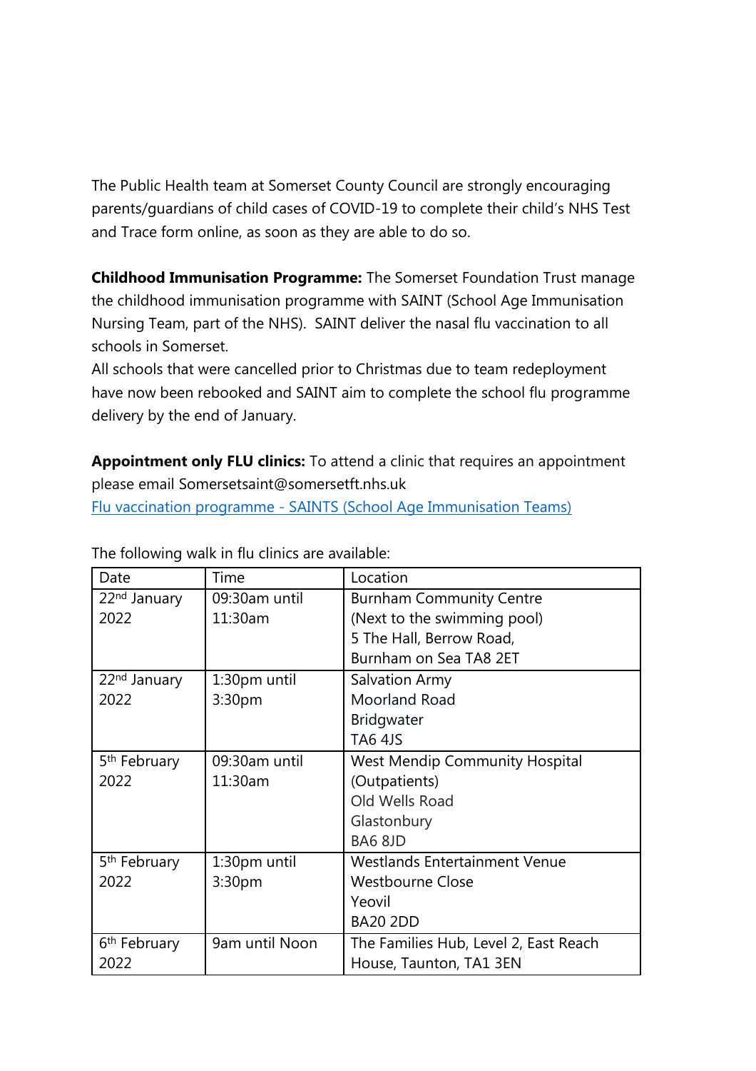The Public Health team at Somerset County Council are strongly encouraging parents/guardians of child cases of COVID-19 to complete their child's NHS Test and Trace form online, as soon as they are able to do so.

**Childhood Immunisation Programme:** The Somerset Foundation Trust manage the childhood immunisation programme with SAINT (School Age Immunisation Nursing Team, part of the NHS). SAINT deliver the nasal flu vaccination to all schools in Somerset.
All schools that were cancelled prior to Christmas due to team redeployment have now been rebooked and SAINT aim to complete the school flu programme delivery by the end of January.

**Appointment only FLU clinics:** To attend a clinic that requires an appointment please email Somersetsaint@somersetft.nhs.uk
[Flu vaccination programme - SAINTS (School Age Immunisation Teams)]

The following walk in flu clinics are available:

| Date | Time | Location |
|---|---|---|
| 22nd January 2022 | 09:30am until 11:30am | Burnham Community Centre (Next to the swimming pool) 5 The Hall, Berrow Road, Burnham on Sea TA8 2ET |
| 22nd January 2022 | 1:30pm until 3:30pm | Salvation Army Moorland Road Bridgwater TA6 4JS |
| 5th February 2022 | 09:30am until 11:30am | West Mendip Community Hospital (Outpatients) Old Wells Road Glastonbury BA6 8JD |
| 5th February 2022 | 1:30pm until 3:30pm | Westlands Entertainment Venue Westbourne Close Yeovil BA20 2DD |
| 6th February 2022 | 9am until Noon | The Families Hub, Level 2, East Reach House, Taunton, TA1 3EN |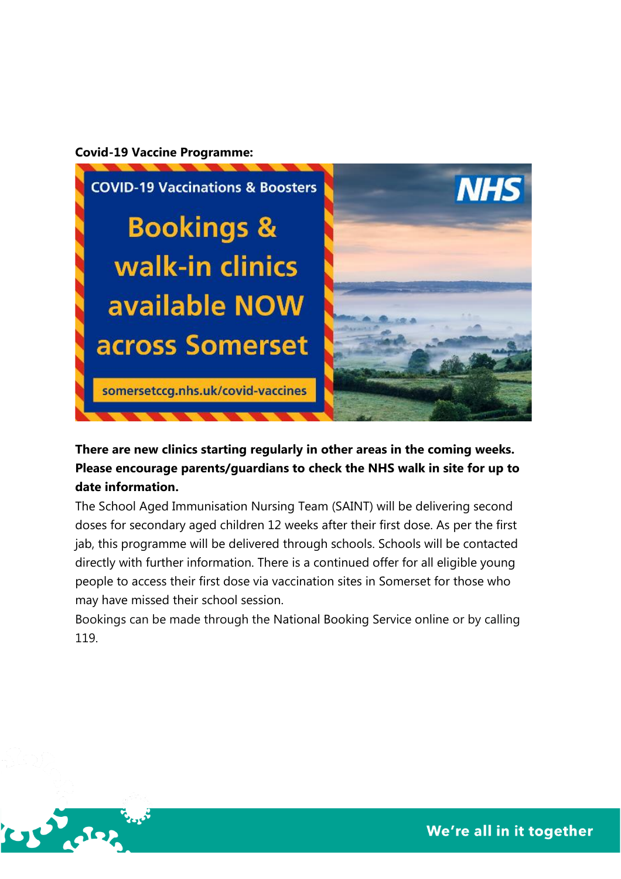**Covid-19 Vaccine Programme:**

COVID-19 Vaccinations & Boosters

Bookings & walk-in clinics available NOW across Somerset

somersetccg.nhs.uk/covid-vaccines

**There are new clinics starting regularly in other areas in the coming weeks. Please encourage parents/guardians to check the NHS walk in site for up to date information.**

The School Aged Immunisation Nursing Team (SAINT) will be delivering second doses for secondary aged children 12 weeks after their first dose. As per the first jab, this programme will be delivered through schools. Schools will be contacted directly with further information. There is a continued offer for all eligible young people to access their first dose via vaccination sites in Somerset for those who may have missed their school session.

Bookings can be made through the National Booking Service online or by calling 119.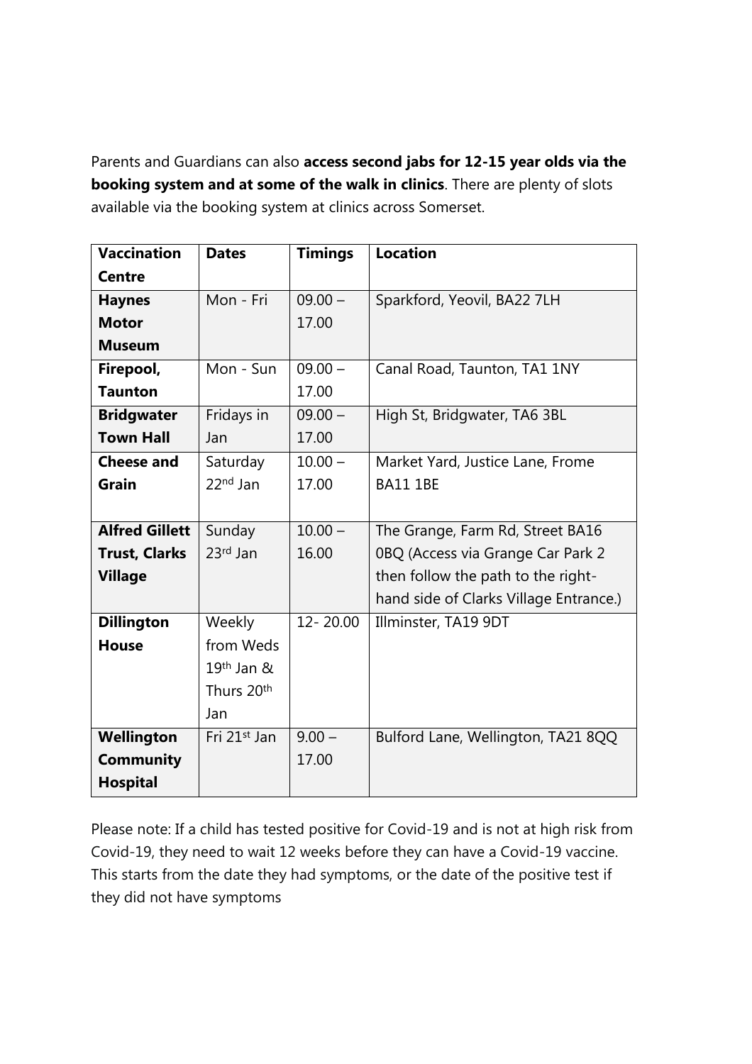Parents and Guardians can also **access second jabs for 12-15 year olds via the booking system and at some of the walk in clinics**. There are plenty of slots available via the booking system at clinics across Somerset.

| Vaccination Centre | Dates | Timings | Location |
|---|---|---|---|
| **Haynes Motor Museum** | Mon - Fri | 09.00 – 17.00 | Sparkford, Yeovil, BA22 7LH |
| **Firepool, Taunton** | Mon - Sun | 09.00 – 17.00 | Canal Road, Taunton, TA1 1NY |
| **Bridgwater Town Hall** | Fridays in Jan | 09.00 – 17.00 | High St, Bridgwater, TA6 3BL |
| **Cheese and Grain** | Saturday 22nd Jan | 10.00 – 17.00 | Market Yard, Justice Lane, Frome BA11 1BE |
| **Alfred Gillett Trust, Clarks Village** | Sunday 23rd Jan | 10.00 – 16.00 | The Grange, Farm Rd, Street BA16 0BQ (Access via Grange Car Park 2 then follow the path to the right-hand side of Clarks Village Entrance.) |
| **Dillington House** | Weekly from Weds 19th Jan & Thurs 20th Jan | 12- 20.00 | Illminster, TA19 9DT |
| **Wellington Community Hospital** | Fri 21st Jan | 9.00 – 17.00 | Bulford Lane, Wellington, TA21 8QQ |

Please note: If a child has tested positive for Covid-19 and is not at high risk from Covid-19, they need to wait 12 weeks before they can have a Covid-19 vaccine. This starts from the date they had symptoms, or the date of the positive test if they did not have symptoms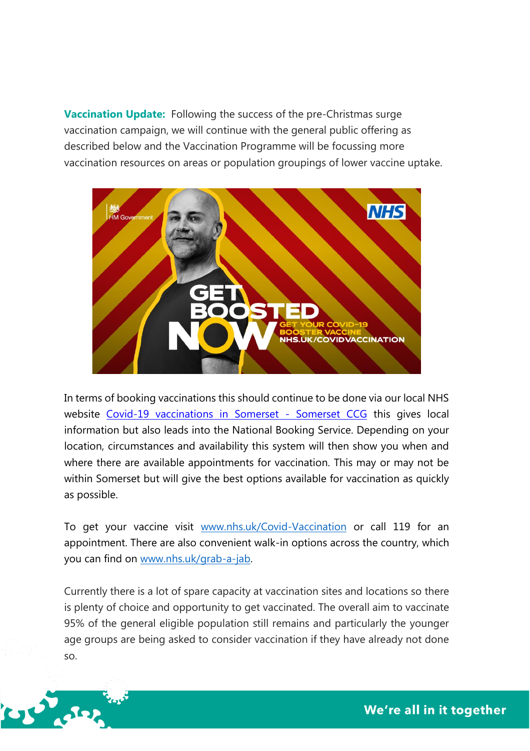**Vaccination Update:** Following the success of the pre-Christmas surge vaccination campaign, we will continue with the general public offering as described below and the Vaccination Programme will be focussing more vaccination resources on areas or population groupings of lower vaccine uptake.

In terms of booking vaccinations this should continue to be done via our local NHS website [Covid-19 vaccinations in Somerset - Somerset CCG](Covid-19 vaccinations in Somerset - Somerset CCG) this gives local information but also leads into the National Booking Service. Depending on your location, circumstances and availability this system will then show you when and where there are available appointments for vaccination. This may or may not be within Somerset but will give the best options available for vaccination as quickly as possible.

To get your vaccine visit [www.nhs.uk/Covid-Vaccination](www.nhs.uk/Covid-Vaccination) or call 119 for an appointment. There are also convenient walk-in options across the country, which you can find on [www.nhs.uk/grab-a-jab](www.nhs.uk/grab-a-jab).

Currently there is a lot of spare capacity at vaccination sites and locations so there is plenty of choice and opportunity to get vaccinated. The overall aim to vaccinate 95% of the general eligible population still remains and particularly the younger age groups are being asked to consider vaccination if they have already not done so.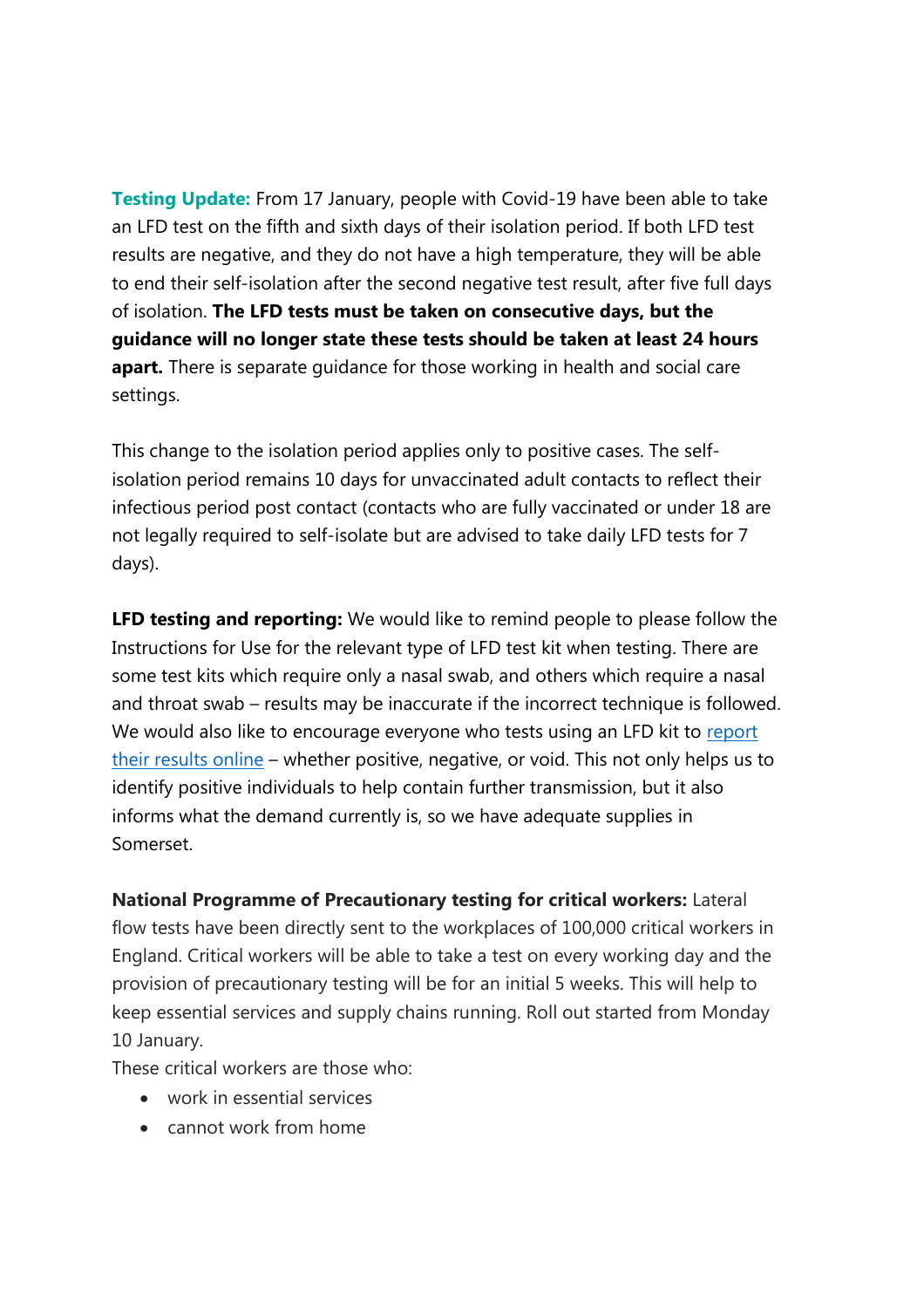**Testing Update:** From 17 January, people with Covid-19 have been able to take an LFD test on the fifth and sixth days of their isolation period. If both LFD test results are negative, and they do not have a high temperature, they will be able to end their self-isolation after the second negative test result, after five full days of isolation. **The LFD tests must be taken on consecutive days, but the guidance will no longer state these tests should be taken at least 24 hours apart.** There is separate guidance for those working in health and social care settings.

This change to the isolation period applies only to positive cases. The self-isolation period remains 10 days for unvaccinated adult contacts to reflect their infectious period post contact (contacts who are fully vaccinated or under 18 are not legally required to self-isolate but are advised to take daily LFD tests for 7 days).

**LFD testing and reporting:** We would like to remind people to please follow the Instructions for Use for the relevant type of LFD test kit when testing. There are some test kits which require only a nasal swab, and others which require a nasal and throat swab – results may be inaccurate if the incorrect technique is followed. We would also like to encourage everyone who tests using an LFD kit to report their results online – whether positive, negative, or void. This not only helps us to identify positive individuals to help contain further transmission, but it also informs what the demand currently is, so we have adequate supplies in Somerset.

**National Programme of Precautionary testing for critical workers:** Lateral flow tests have been directly sent to the workplaces of 100,000 critical workers in England. Critical workers will be able to take a test on every working day and the provision of precautionary testing will be for an initial 5 weeks. This will help to keep essential services and supply chains running. Roll out started from Monday 10 January.

These critical workers are those who:

- work in essential services
- cannot work from home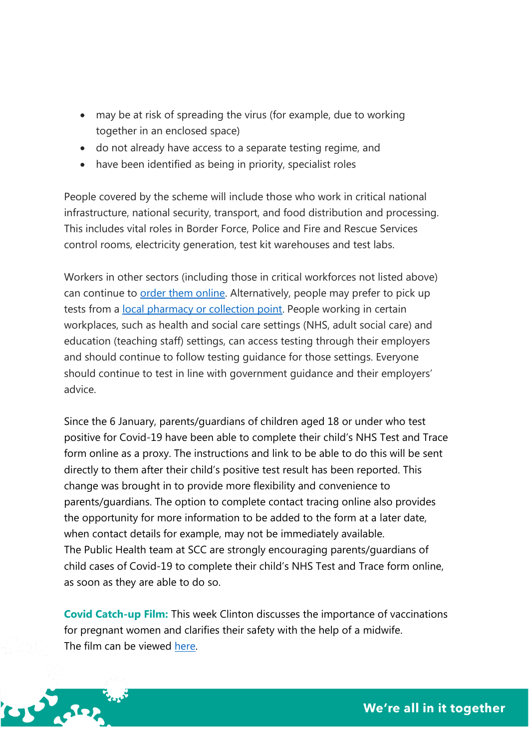- may be at risk of spreading the virus (for example, due to working together in an enclosed space)
- do not already have access to a separate testing regime, and
- have been identified as being in priority, specialist roles

People covered by the scheme will include those who work in critical national infrastructure, national security, transport, and food distribution and processing. This includes vital roles in Border Force, Police and Fire and Rescue Services control rooms, electricity generation, test kit warehouses and test labs.

Workers in other sectors (including those in critical workforces not listed above) can continue to [order them online](). Alternatively, people may prefer to pick up tests from a [local pharmacy or collection point](). People working in certain workplaces, such as health and social care settings (NHS, adult social care) and education (teaching staff) settings, can access testing through their employers and should continue to follow testing guidance for those settings. Everyone should continue to test in line with government guidance and their employers' advice.

Since the 6 January, parents/guardians of children aged 18 or under who test positive for Covid-19 have been able to complete their child's NHS Test and Trace form online as a proxy. The instructions and link to be able to do this will be sent directly to them after their child's positive test result has been reported. This change was brought in to provide more flexibility and convenience to parents/guardians. The option to complete contact tracing online also provides the opportunity for more information to be added to the form at a later date, when contact details for example, may not be immediately available.
The Public Health team at SCC are strongly encouraging parents/guardians of child cases of Covid-19 to complete their child's NHS Test and Trace form online, as soon as they are able to do so.

**Covid Catch-up Film:** This week Clinton discusses the importance of vaccinations for pregnant women and clarifies their safety with the help of a midwife.
The film can be viewed [here]().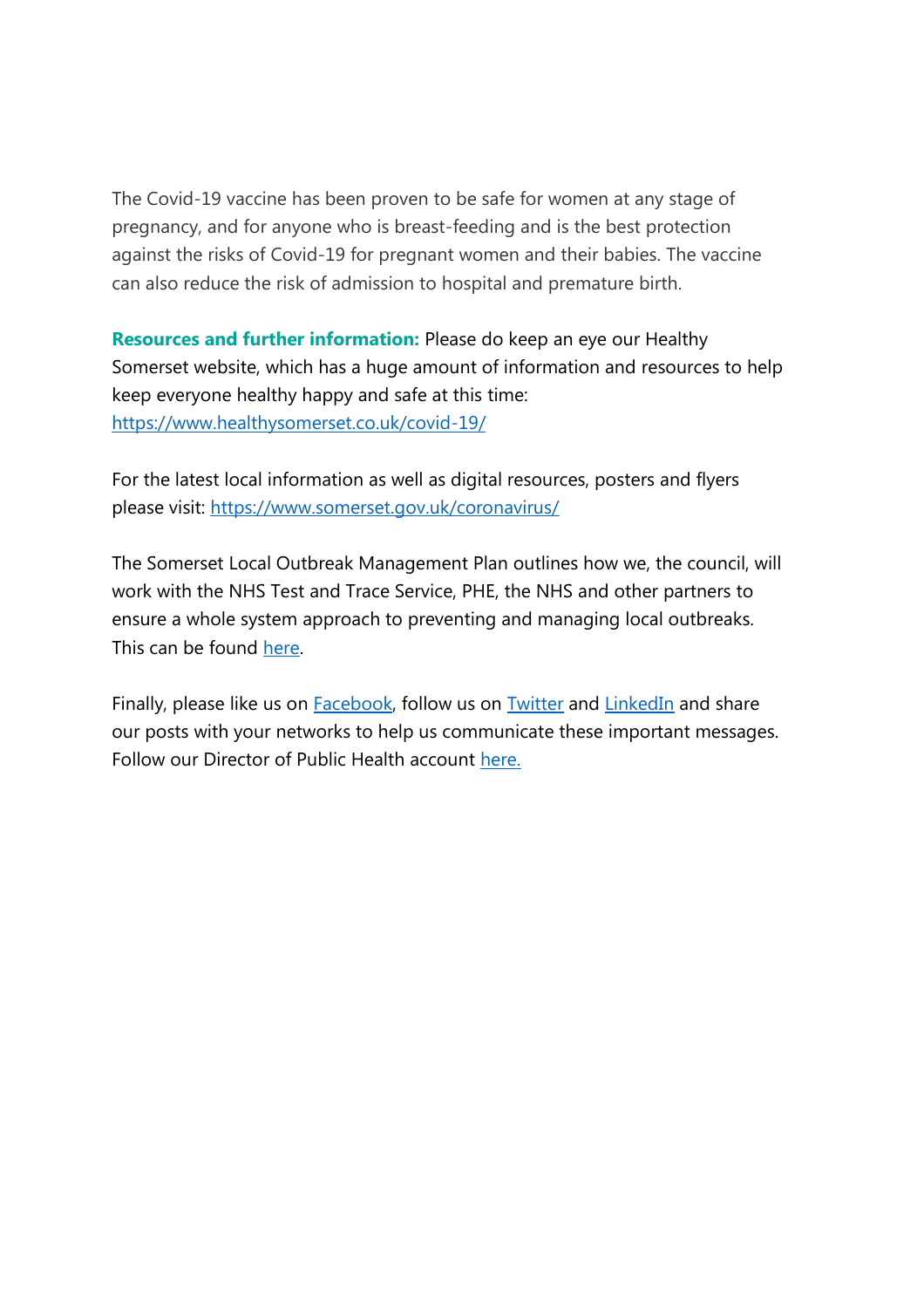The Covid-19 vaccine has been proven to be safe for women at any stage of pregnancy, and for anyone who is breast-feeding and is the best protection against the risks of Covid-19 for pregnant women and their babies. The vaccine can also reduce the risk of admission to hospital and premature birth.

**Resources and further information:** Please do keep an eye our Healthy Somerset website, which has a huge amount of information and resources to help keep everyone healthy happy and safe at this time: https://www.healthysomerset.co.uk/covid-19/

For the latest local information as well as digital resources, posters and flyers please visit: https://www.somerset.gov.uk/coronavirus/

The Somerset Local Outbreak Management Plan outlines how we, the council, will work with the NHS Test and Trace Service, PHE, the NHS and other partners to ensure a whole system approach to preventing and managing local outbreaks. This can be found here.

Finally, please like us on Facebook, follow us on Twitter and LinkedIn and share our posts with your networks to help us communicate these important messages. Follow our Director of Public Health account here.